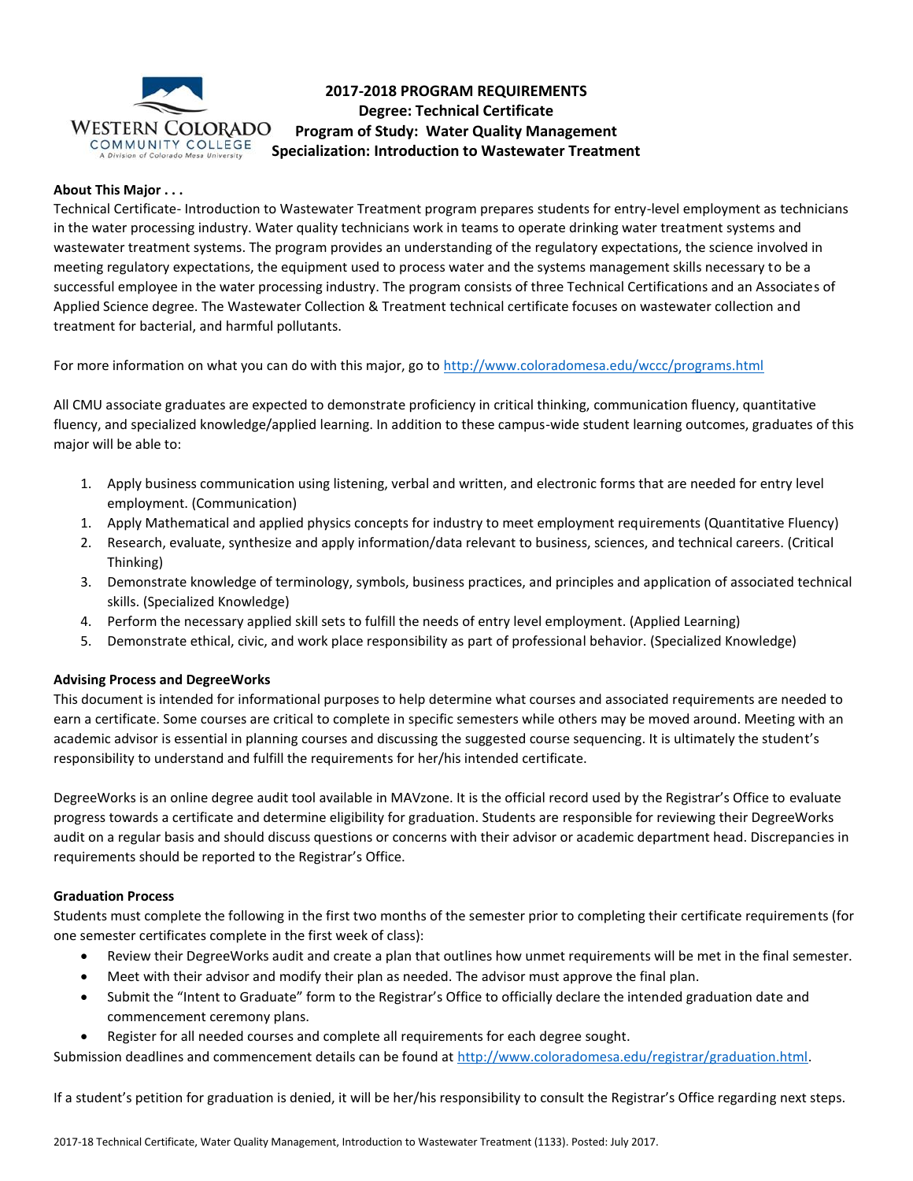# 2017-2018 PROGRAM REQUIREMENTS
## Degree: Technical Certificate
## Program of Study: Water Quality Management
## Specialization: Introduction to Wastewater Treatment

**About This Major . . .**

Technical Certificate- Introduction to Wastewater Treatment program prepares students for entry-level employment as technicians in the water processing industry. Water quality technicians work in teams to operate drinking water treatment systems and wastewater treatment systems. The program provides an understanding of the regulatory expectations, the science involved in meeting regulatory expectations, the equipment used to process water and the systems management skills necessary to be a successful employee in the water processing industry. The program consists of three Technical Certifications and an Associates of Applied Science degree. The Wastewater Collection & Treatment technical certificate focuses on wastewater collection and treatment for bacterial, and harmful pollutants.

For more information on what you can do with this major, go to http://www.coloradomesa.edu/wccc/programs.html

All CMU associate graduates are expected to demonstrate proficiency in critical thinking, communication fluency, quantitative fluency, and specialized knowledge/applied learning. In addition to these campus-wide student learning outcomes, graduates of this major will be able to:

1. Apply business communication using listening, verbal and written, and electronic forms that are needed for entry level employment. (Communication)
1. Apply Mathematical and applied physics concepts for industry to meet employment requirements (Quantitative Fluency)
2. Research, evaluate, synthesize and apply information/data relevant to business, sciences, and technical careers. (Critical Thinking)
3. Demonstrate knowledge of terminology, symbols, business practices, and principles and application of associated technical skills. (Specialized Knowledge)
4. Perform the necessary applied skill sets to fulfill the needs of entry level employment. (Applied Learning)
5. Demonstrate ethical, civic, and work place responsibility as part of professional behavior. (Specialized Knowledge)

**Advising Process and DegreeWorks**

This document is intended for informational purposes to help determine what courses and associated requirements are needed to earn a certificate. Some courses are critical to complete in specific semesters while others may be moved around. Meeting with an academic advisor is essential in planning courses and discussing the suggested course sequencing. It is ultimately the student's responsibility to understand and fulfill the requirements for her/his intended certificate.

DegreeWorks is an online degree audit tool available in MAVzone. It is the official record used by the Registrar's Office to evaluate progress towards a certificate and determine eligibility for graduation. Students are responsible for reviewing their DegreeWorks audit on a regular basis and should discuss questions or concerns with their advisor or academic department head. Discrepancies in requirements should be reported to the Registrar's Office.

**Graduation Process**

Students must complete the following in the first two months of the semester prior to completing their certificate requirements (for one semester certificates complete in the first week of class):

- Review their DegreeWorks audit and create a plan that outlines how unmet requirements will be met in the final semester.
- Meet with their advisor and modify their plan as needed. The advisor must approve the final plan.
- Submit the "Intent to Graduate" form to the Registrar's Office to officially declare the intended graduation date and commencement ceremony plans.
- Register for all needed courses and complete all requirements for each degree sought.

Submission deadlines and commencement details can be found at http://www.coloradomesa.edu/registrar/graduation.html.

If a student's petition for graduation is denied, it will be her/his responsibility to consult the Registrar's Office regarding next steps.

2017-18 Technical Certificate, Water Quality Management, Introduction to Wastewater Treatment (1133). Posted: July 2017.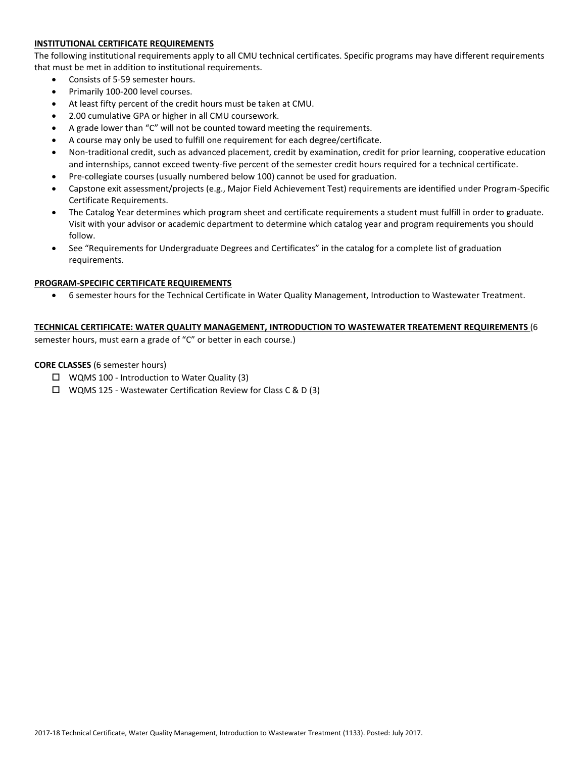**INSTITUTIONAL CERTIFICATE REQUIREMENTS**

The following institutional requirements apply to all CMU technical certificates. Specific programs may have different requirements that must be met in addition to institutional requirements.

- Consists of 5-59 semester hours.
- Primarily 100-200 level courses.
- At least fifty percent of the credit hours must be taken at CMU.
- 2.00 cumulative GPA or higher in all CMU coursework.
- A grade lower than "C" will not be counted toward meeting the requirements.
- A course may only be used to fulfill one requirement for each degree/certificate.
- Non-traditional credit, such as advanced placement, credit by examination, credit for prior learning, cooperative education and internships, cannot exceed twenty-five percent of the semester credit hours required for a technical certificate.
- Pre-collegiate courses (usually numbered below 100) cannot be used for graduation.
- Capstone exit assessment/projects (e.g., Major Field Achievement Test) requirements are identified under Program-Specific Certificate Requirements.
- The Catalog Year determines which program sheet and certificate requirements a student must fulfill in order to graduate. Visit with your advisor or academic department to determine which catalog year and program requirements you should follow.
- See "Requirements for Undergraduate Degrees and Certificates" in the catalog for a complete list of graduation requirements.

**PROGRAM-SPECIFIC CERTIFICATE REQUIREMENTS**

- 6 semester hours for the Technical Certificate in Water Quality Management, Introduction to Wastewater Treatment.

**TECHNICAL CERTIFICATE: WATER QUALITY MANAGEMENT, INTRODUCTION TO WASTEWATER TREATEMENT REQUIREMENTS** (6 semester hours, must earn a grade of "C" or better in each course.)

**CORE CLASSES** (6 semester hours)

- ☐ WQMS 100 - Introduction to Water Quality (3)
- ☐ WQMS 125 - Wastewater Certification Review for Class C & D (3)

2017-18 Technical Certificate, Water Quality Management, Introduction to Wastewater Treatment (1133). Posted: July 2017.